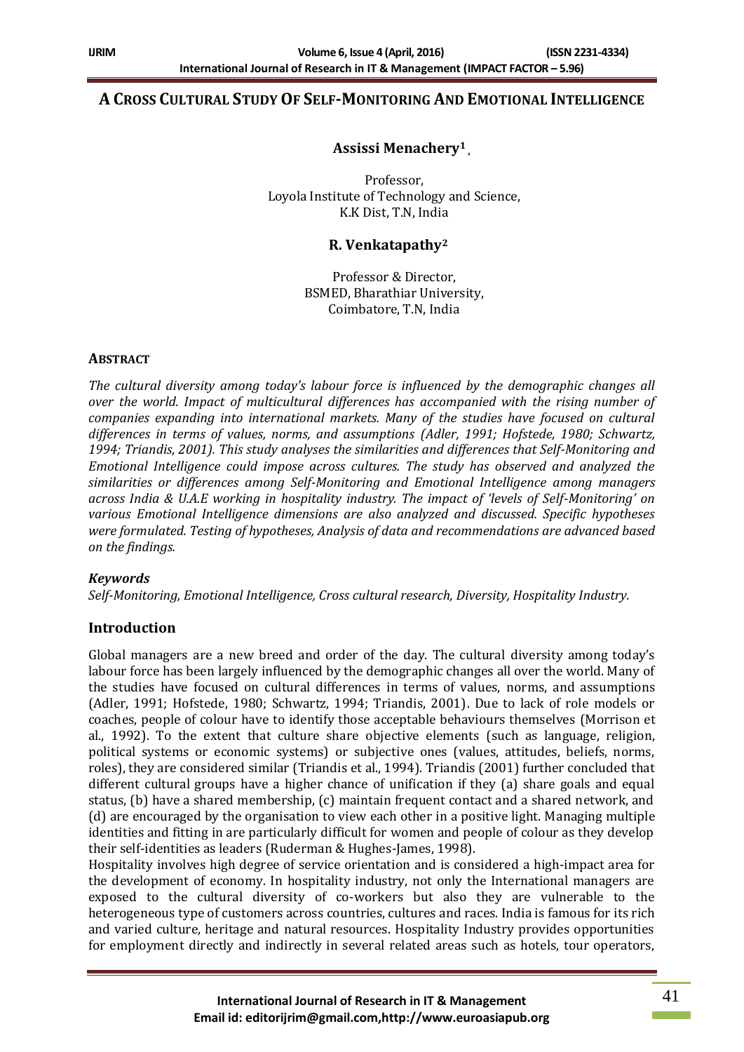# A Cross Cultural Study Of Self-Monitoring And Emotional Intelligence

**Assissi Menachery[1]**

Professor,
Loyola Institute of Technology and Science,
K.K Dist, T.N, India

**R. Venkatapathy[2]**

Professor & Director,
BSMED, Bharathiar University,
Coimbatore, T.N, India

## Abstract

*The cultural diversity among today's labour force is influenced by the demographic changes all over the world. Impact of multicultural differences has accompanied with the rising number of companies expanding into international markets. Many of the studies have focused on cultural differences in terms of values, norms, and assumptions (Adler, 1991; Hofstede, 1980; Schwartz, 1994; Triandis, 2001). This study analyses the similarities and differences that Self-Monitoring and Emotional Intelligence could impose across cultures. The study has observed and analyzed the similarities or differences among Self-Monitoring and Emotional Intelligence among managers across India & U.A.E working in hospitality industry. The impact of 'levels of Self-Monitoring' on various Emotional Intelligence dimensions are also analyzed and discussed. Specific hypotheses were formulated. Testing of hypotheses, Analysis of data and recommendations are advanced based on the findings.*

### Keywords

*Self-Monitoring, Emotional Intelligence, Cross cultural research, Diversity, Hospitality Industry.*

## Introduction

Global managers are a new breed and order of the day. The cultural diversity among today's labour force has been largely influenced by the demographic changes all over the world. Many of the studies have focused on cultural differences in terms of values, norms, and assumptions (Adler, 1991; Hofstede, 1980; Schwartz, 1994; Triandis, 2001). Due to lack of role models or coaches, people of colour have to identify those acceptable behaviours themselves (Morrison et al., 1992). To the extent that culture share objective elements (such as language, religion, political systems or economic systems) or subjective ones (values, attitudes, beliefs, norms, roles), they are considered similar (Triandis et al., 1994). Triandis (2001) further concluded that different cultural groups have a higher chance of unification if they (a) share goals and equal status, (b) have a shared membership, (c) maintain frequent contact and a shared network, and (d) are encouraged by the organisation to view each other in a positive light. Managing multiple identities and fitting in are particularly difficult for women and people of colour as they develop their self-identities as leaders (Ruderman & Hughes-James, 1998).

Hospitality involves high degree of service orientation and is considered a high-impact area for the development of economy. In hospitality industry, not only the International managers are exposed to the cultural diversity of co-workers but also they are vulnerable to the heterogeneous type of customers across countries, cultures and races. India is famous for its rich and varied culture, heritage and natural resources. Hospitality Industry provides opportunities for employment directly and indirectly in several related areas such as hotels, tour operators,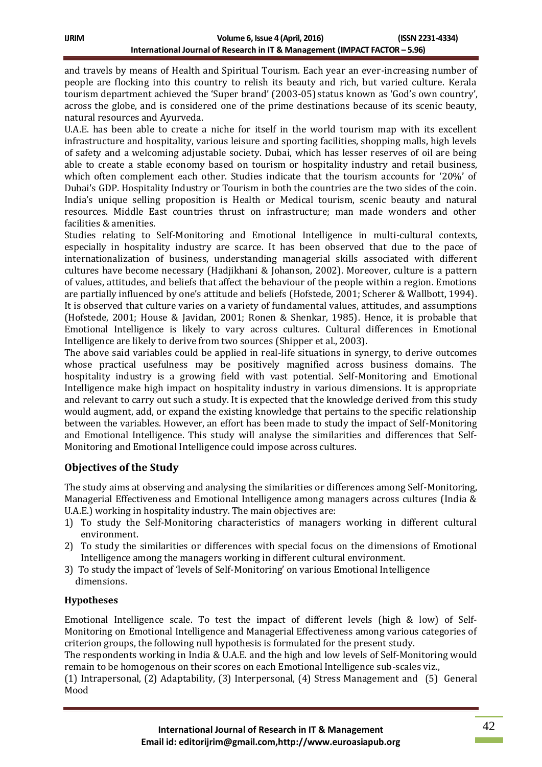and travels by means of Health and Spiritual Tourism. Each year an ever-increasing number of people are flocking into this country to relish its beauty and rich, but varied culture. Kerala tourism department achieved the 'Super brand' (2003-05) status known as 'God's own country', across the globe, and is considered one of the prime destinations because of its scenic beauty, natural resources and Ayurveda.

U.A.E. has been able to create a niche for itself in the world tourism map with its excellent infrastructure and hospitality, various leisure and sporting facilities, shopping malls, high levels of safety and a welcoming adjustable society. Dubai, which has lesser reserves of oil are being able to create a stable economy based on tourism or hospitality industry and retail business, which often complement each other. Studies indicate that the tourism accounts for '20%' of Dubai's GDP. Hospitality Industry or Tourism in both the countries are the two sides of the coin. India's unique selling proposition is Health or Medical tourism, scenic beauty and natural resources. Middle East countries thrust on infrastructure; man made wonders and other facilities & amenities.

Studies relating to Self-Monitoring and Emotional Intelligence in multi-cultural contexts, especially in hospitality industry are scarce. It has been observed that due to the pace of internationalization of business, understanding managerial skills associated with different cultures have become necessary (Hadjikhani & Johanson, 2002). Moreover, culture is a pattern of values, attitudes, and beliefs that affect the behaviour of the people within a region. Emotions are partially influenced by one's attitude and beliefs (Hofstede, 2001; Scherer & Wallbott, 1994). It is observed that culture varies on a variety of fundamental values, attitudes, and assumptions (Hofstede, 2001; House & Javidan, 2001; Ronen & Shenkar, 1985). Hence, it is probable that Emotional Intelligence is likely to vary across cultures. Cultural differences in Emotional Intelligence are likely to derive from two sources (Shipper et al., 2003).

The above said variables could be applied in real-life situations in synergy, to derive outcomes whose practical usefulness may be positively magnified across business domains. The hospitality industry is a growing field with vast potential. Self-Monitoring and Emotional Intelligence make high impact on hospitality industry in various dimensions. It is appropriate and relevant to carry out such a study. It is expected that the knowledge derived from this study would augment, add, or expand the existing knowledge that pertains to the specific relationship between the variables. However, an effort has been made to study the impact of Self-Monitoring and Emotional Intelligence. This study will analyse the similarities and differences that Self-Monitoring and Emotional Intelligence could impose across cultures.

## Objectives of the Study

The study aims at observing and analysing the similarities or differences among Self-Monitoring, Managerial Effectiveness and Emotional Intelligence among managers across cultures (India & U.A.E.) working in hospitality industry. The main objectives are:

1) To study the Self-Monitoring characteristics of managers working in different cultural environment.
2) To study the similarities or differences with special focus on the dimensions of Emotional Intelligence among the managers working in different cultural environment.
3) To study the impact of 'levels of Self-Monitoring' on various Emotional Intelligence dimensions.

### Hypotheses

Emotional Intelligence scale. To test the impact of different levels (high & low) of Self-Monitoring on Emotional Intelligence and Managerial Effectiveness among various categories of criterion groups, the following null hypothesis is formulated for the present study.

The respondents working in India & U.A.E. and the high and low levels of Self-Monitoring would remain to be homogenous on their scores on each Emotional Intelligence sub-scales viz.,

(1) Intrapersonal, (2) Adaptability, (3) Interpersonal, (4) Stress Management and (5) General Mood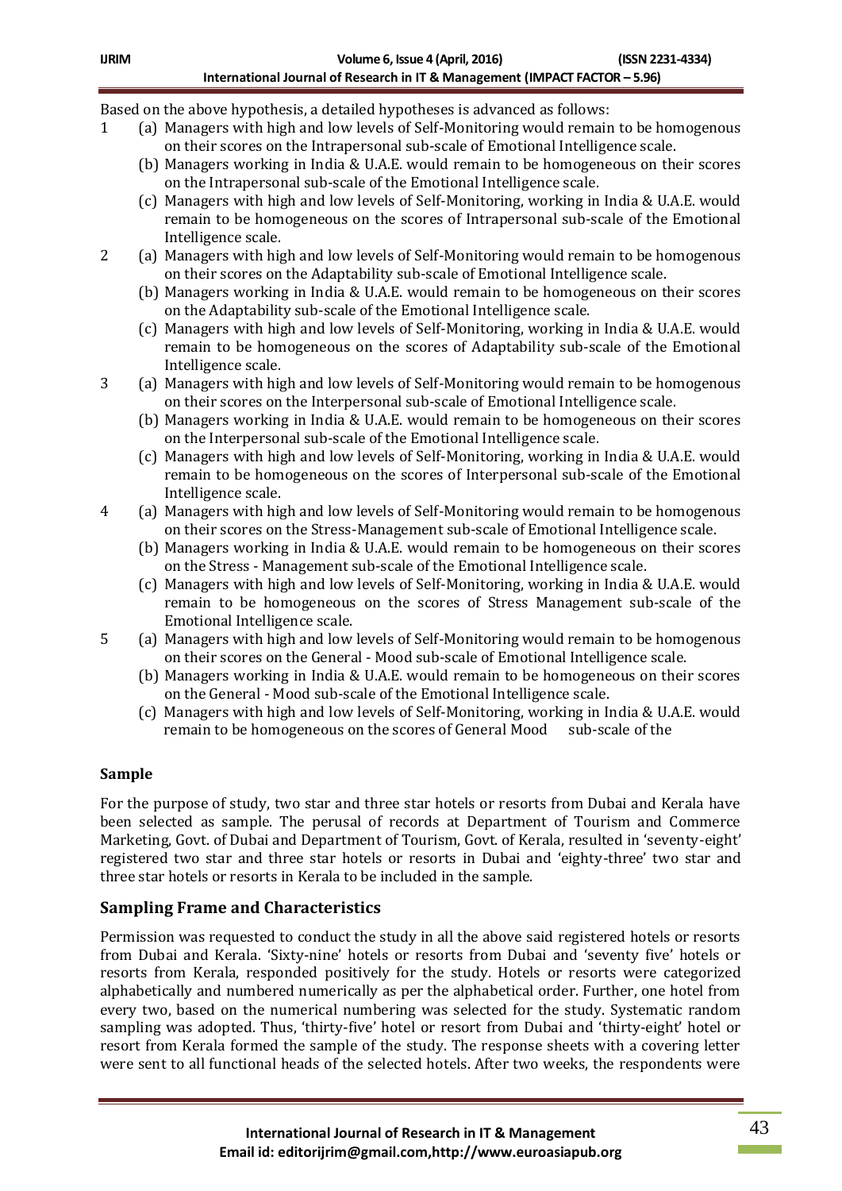Based on the above hypothesis, a detailed hypotheses is advanced as follows:

1. (a) Managers with high and low levels of Self-Monitoring would remain to be homogenous on their scores on the Intrapersonal sub-scale of Emotional Intelligence scale.
   (b) Managers working in India & U.A.E. would remain to be homogeneous on their scores on the Intrapersonal sub-scale of the Emotional Intelligence scale.
   (c) Managers with high and low levels of Self-Monitoring, working in India & U.A.E. would remain to be homogeneous on the scores of Intrapersonal sub-scale of the Emotional Intelligence scale.
2. (a) Managers with high and low levels of Self-Monitoring would remain to be homogenous on their scores on the Adaptability sub-scale of Emotional Intelligence scale.
   (b) Managers working in India & U.A.E. would remain to be homogeneous on their scores on the Adaptability sub-scale of the Emotional Intelligence scale.
   (c) Managers with high and low levels of Self-Monitoring, working in India & U.A.E. would remain to be homogeneous on the scores of Adaptability sub-scale of the Emotional Intelligence scale.
3. (a) Managers with high and low levels of Self-Monitoring would remain to be homogenous on their scores on the Interpersonal sub-scale of Emotional Intelligence scale.
   (b) Managers working in India & U.A.E. would remain to be homogeneous on their scores on the Interpersonal sub-scale of the Emotional Intelligence scale.
   (c) Managers with high and low levels of Self-Monitoring, working in India & U.A.E. would remain to be homogeneous on the scores of Interpersonal sub-scale of the Emotional Intelligence scale.
4. (a) Managers with high and low levels of Self-Monitoring would remain to be homogenous on their scores on the Stress-Management sub-scale of Emotional Intelligence scale.
   (b) Managers working in India & U.A.E. would remain to be homogeneous on their scores on the Stress - Management sub-scale of the Emotional Intelligence scale.
   (c) Managers with high and low levels of Self-Monitoring, working in India & U.A.E. would remain to be homogeneous on the scores of Stress Management sub-scale of the Emotional Intelligence scale.
5. (a) Managers with high and low levels of Self-Monitoring would remain to be homogenous on their scores on the General - Mood sub-scale of Emotional Intelligence scale.
   (b) Managers working in India & U.A.E. would remain to be homogeneous on their scores on the General - Mood sub-scale of the Emotional Intelligence scale.
   (c) Managers with high and low levels of Self-Monitoring, working in India & U.A.E. would remain to be homogeneous on the scores of General Mood sub-scale of the

### Sample

For the purpose of study, two star and three star hotels or resorts from Dubai and Kerala have been selected as sample. The perusal of records at Department of Tourism and Commerce Marketing, Govt. of Dubai and Department of Tourism, Govt. of Kerala, resulted in 'seventy-eight' registered two star and three star hotels or resorts in Dubai and 'eighty-three' two star and three star hotels or resorts in Kerala to be included in the sample.

## Sampling Frame and Characteristics

Permission was requested to conduct the study in all the above said registered hotels or resorts from Dubai and Kerala. 'Sixty-nine' hotels or resorts from Dubai and 'seventy five' hotels or resorts from Kerala, responded positively for the study. Hotels or resorts were categorized alphabetically and numbered numerically as per the alphabetical order. Further, one hotel from every two, based on the numerical numbering was selected for the study. Systematic random sampling was adopted. Thus, 'thirty-five' hotel or resort from Dubai and 'thirty-eight' hotel or resort from Kerala formed the sample of the study. The response sheets with a covering letter were sent to all functional heads of the selected hotels. After two weeks, the respondents were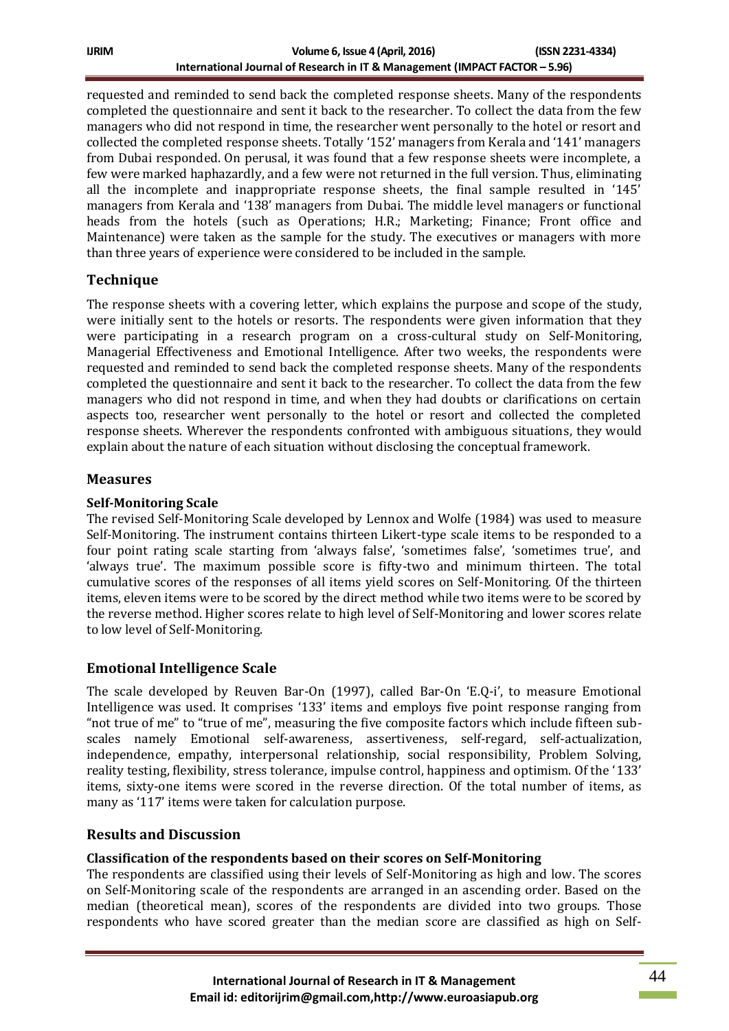requested and reminded to send back the completed response sheets. Many of the respondents completed the questionnaire and sent it back to the researcher. To collect the data from the few managers who did not respond in time, the researcher went personally to the hotel or resort and collected the completed response sheets. Totally '152' managers from Kerala and '141' managers from Dubai responded. On perusal, it was found that a few response sheets were incomplete, a few were marked haphazardly, and a few were not returned in the full version. Thus, eliminating all the incomplete and inappropriate response sheets, the final sample resulted in '145' managers from Kerala and '138' managers from Dubai. The middle level managers or functional heads from the hotels (such as Operations; H.R.; Marketing; Finance; Front office and Maintenance) were taken as the sample for the study. The executives or managers with more than three years of experience were considered to be included in the sample.

## Technique

The response sheets with a covering letter, which explains the purpose and scope of the study, were initially sent to the hotels or resorts. The respondents were given information that they were participating in a research program on a cross-cultural study on Self-Monitoring, Managerial Effectiveness and Emotional Intelligence. After two weeks, the respondents were requested and reminded to send back the completed response sheets. Many of the respondents completed the questionnaire and sent it back to the researcher. To collect the data from the few managers who did not respond in time, and when they had doubts or clarifications on certain aspects too, researcher went personally to the hotel or resort and collected the completed response sheets. Wherever the respondents confronted with ambiguous situations, they would explain about the nature of each situation without disclosing the conceptual framework.

## Measures

### Self-Monitoring Scale

The revised Self-Monitoring Scale developed by Lennox and Wolfe (1984) was used to measure Self-Monitoring. The instrument contains thirteen Likert-type scale items to be responded to a four point rating scale starting from 'always false', 'sometimes false', 'sometimes true', and 'always true'. The maximum possible score is fifty-two and minimum thirteen. The total cumulative scores of the responses of all items yield scores on Self-Monitoring. Of the thirteen items, eleven items were to be scored by the direct method while two items were to be scored by the reverse method. Higher scores relate to high level of Self-Monitoring and lower scores relate to low level of Self-Monitoring.

## Emotional Intelligence Scale

The scale developed by Reuven Bar-On (1997), called Bar-On 'E.Q-i', to measure Emotional Intelligence was used. It comprises '133' items and employs five point response ranging from "not true of me" to "true of me", measuring the five composite factors which include fifteen sub-scales namely Emotional self-awareness, assertiveness, self-regard, self-actualization, independence, empathy, interpersonal relationship, social responsibility, Problem Solving, reality testing, flexibility, stress tolerance, impulse control, happiness and optimism. Of the '133' items, sixty-one items were scored in the reverse direction. Of the total number of items, as many as '117' items were taken for calculation purpose.

## Results and Discussion

### Classification of the respondents based on their scores on Self-Monitoring

The respondents are classified using their levels of Self-Monitoring as high and low. The scores on Self-Monitoring scale of the respondents are arranged in an ascending order. Based on the median (theoretical mean), scores of the respondents are divided into two groups. Those respondents who have scored greater than the median score are classified as high on Self-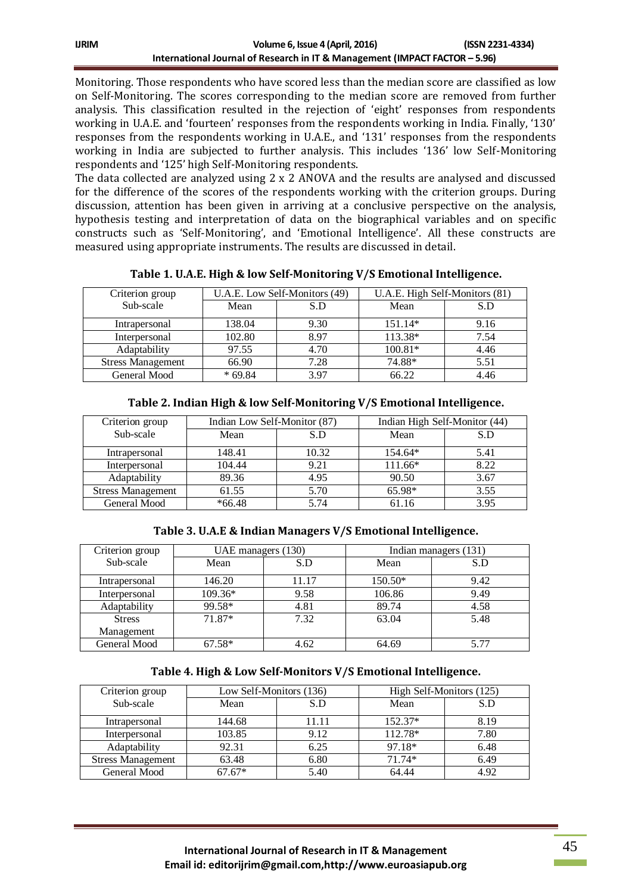Monitoring. Those respondents who have scored less than the median score are classified as low on Self-Monitoring. The scores corresponding to the median score are removed from further analysis. This classification resulted in the rejection of 'eight' responses from respondents working in U.A.E. and 'fourteen' responses from the respondents working in India. Finally, '130' responses from the respondents working in U.A.E., and '131' responses from the respondents working in India are subjected to further analysis. This includes '136' low Self-Monitoring respondents and '125' high Self-Monitoring respondents.

The data collected are analyzed using 2 x 2 ANOVA and the results are analysed and discussed for the difference of the scores of the respondents working with the criterion groups. During discussion, attention has been given in arriving at a conclusive perspective on the analysis, hypothesis testing and interpretation of data on the biographical variables and on specific constructs such as 'Self-Monitoring', and 'Emotional Intelligence'. All these constructs are measured using appropriate instruments. The results are discussed in detail.

**Table 1. U.A.E. High & low Self-Monitoring V/S Emotional Intelligence.**

| Criterion group | U.A.E. Low Self-Monitors (49) | | U.A.E. High Self-Monitors (81) | |
|---|---|---|---|---|
| Sub-scale | Mean | S.D | Mean | S.D |
| Intrapersonal | 138.04 | 9.30 | 151.14* | 9.16 |
| Interpersonal | 102.80 | 8.97 | 113.38* | 7.54 |
| Adaptability | 97.55 | 4.70 | 100.81* | 4.46 |
| Stress Management | 66.90 | 7.28 | 74.88* | 5.51 |
| General Mood | * 69.84 | 3.97 | 66.22 | 4.46 |

**Table 2. Indian High & low Self-Monitoring V/S Emotional Intelligence.**

| Criterion group | Indian Low Self-Monitor (87) | | Indian High Self-Monitor (44) | |
|---|---|---|---|---|
| Sub-scale | Mean | S.D | Mean | S.D |
| Intrapersonal | 148.41 | 10.32 | 154.64* | 5.41 |
| Interpersonal | 104.44 | 9.21 | 111.66* | 8.22 |
| Adaptability | 89.36 | 4.95 | 90.50 | 3.67 |
| Stress Management | 61.55 | 5.70 | 65.98* | 3.55 |
| General Mood | *66.48 | 5.74 | 61.16 | 3.95 |

**Table 3. U.A.E & Indian Managers V/S Emotional Intelligence.**

| Criterion group | UAE managers (130) | | Indian managers (131) | |
|---|---|---|---|---|
| Sub-scale | Mean | S.D | Mean | S.D |
| Intrapersonal | 146.20 | 11.17 | 150.50* | 9.42 |
| Interpersonal | 109.36* | 9.58 | 106.86 | 9.49 |
| Adaptability | 99.58* | 4.81 | 89.74 | 4.58 |
| Stress Management | 71.87* | 7.32 | 63.04 | 5.48 |
| General Mood | 67.58* | 4.62 | 64.69 | 5.77 |

**Table 4. High & Low Self-Monitors V/S Emotional Intelligence.**

| Criterion group | Low Self-Monitors (136) | | High Self-Monitors (125) | |
|---|---|---|---|---|
| Sub-scale | Mean | S.D | Mean | S.D |
| Intrapersonal | 144.68 | 11.11 | 152.37* | 8.19 |
| Interpersonal | 103.85 | 9.12 | 112.78* | 7.80 |
| Adaptability | 92.31 | 6.25 | 97.18* | 6.48 |
| Stress Management | 63.48 | 6.80 | 71.74* | 6.49 |
| General Mood | 67.67* | 5.40 | 64.44 | 4.92 |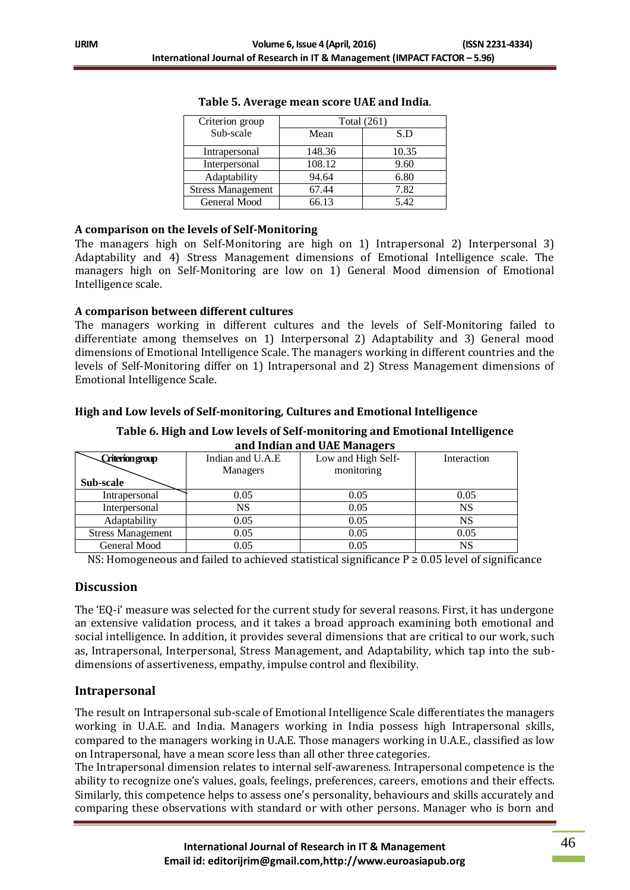**Table 5. Average mean score UAE and India**.

| Criterion group Sub-scale | Total (261) | |
|---|---|---|
| | Mean | S.D |
| Intrapersonal | 148.36 | 10.35 |
| Interpersonal | 108.12 | 9.60 |
| Adaptability | 94.64 | 6.80 |
| Stress Management | 67.44 | 7.82 |
| General Mood | 66.13 | 5.42 |

**A comparison on the levels of Self-Monitoring**

The managers high on Self-Monitoring are high on 1) Intrapersonal 2) Interpersonal 3) Adaptability and 4) Stress Management dimensions of Emotional Intelligence scale. The managers high on Self-Monitoring are low on 1) General Mood dimension of Emotional Intelligence scale.

**A comparison between different cultures**

The managers working in different cultures and the levels of Self-Monitoring failed to differentiate among themselves on 1) Interpersonal 2) Adaptability and 3) General mood dimensions of Emotional Intelligence Scale. The managers working in different countries and the levels of Self-Monitoring differ on 1) Intrapersonal and 2) Stress Management dimensions of Emotional Intelligence Scale.

**High and Low levels of Self-monitoring, Cultures and Emotional Intelligence**

**Table 6. High and Low levels of Self-monitoring and Emotional Intelligence and Indian and UAE Managers**

| Criterion group / Sub-scale | Indian and U.A.E Managers | Low and High Self-monitoring | Interaction |
|---|---|---|---|
| Intrapersonal | 0.05 | 0.05 | 0.05 |
| Interpersonal | NS | 0.05 | NS |
| Adaptability | 0.05 | 0.05 | NS |
| Stress Management | 0.05 | 0.05 | 0.05 |
| General Mood | 0.05 | 0.05 | NS |

NS: Homogeneous and failed to achieved statistical significance $P \geq 0.05$ level of significance

## Discussion

The 'EQ-i' measure was selected for the current study for several reasons. First, it has undergone an extensive validation process, and it takes a broad approach examining both emotional and social intelligence. In addition, it provides several dimensions that are critical to our work, such as, Intrapersonal, Interpersonal, Stress Management, and Adaptability, which tap into the sub-dimensions of assertiveness, empathy, impulse control and flexibility.

## Intrapersonal

The result on Intrapersonal sub-scale of Emotional Intelligence Scale differentiates the managers working in U.A.E. and India. Managers working in India possess high Intrapersonal skills, compared to the managers working in U.A.E. Those managers working in U.A.E., classified as low on Intrapersonal, have a mean score less than all other three categories.

The Intrapersonal dimension relates to internal self-awareness. Intrapersonal competence is the ability to recognize one's values, goals, feelings, preferences, careers, emotions and their effects. Similarly, this competence helps to assess one's personality, behaviours and skills accurately and comparing these observations with standard or with other persons. Manager who is born and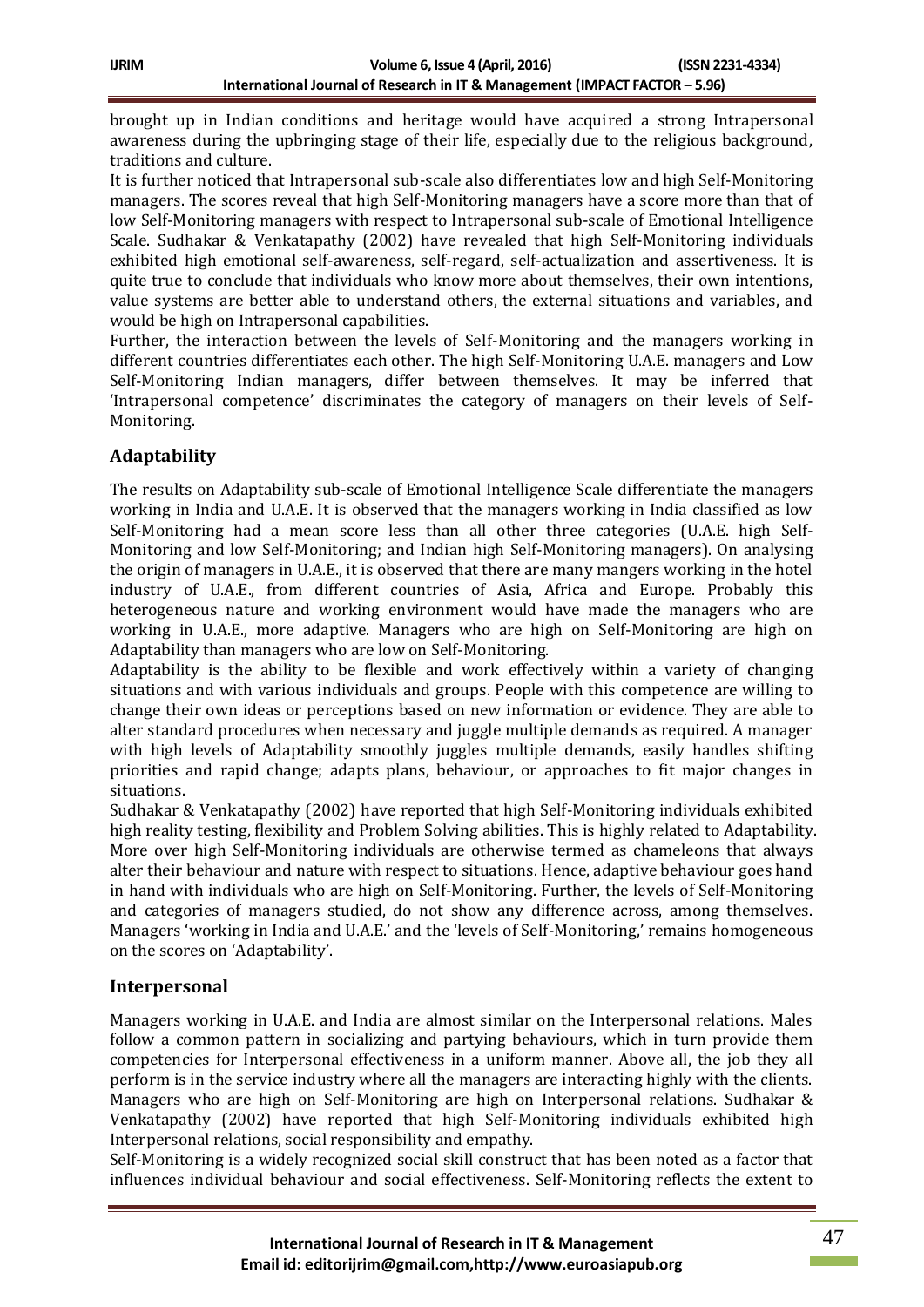brought up in Indian conditions and heritage would have acquired a strong Intrapersonal awareness during the upbringing stage of their life, especially due to the religious background, traditions and culture.

It is further noticed that Intrapersonal sub-scale also differentiates low and high Self-Monitoring managers. The scores reveal that high Self-Monitoring managers have a score more than that of low Self-Monitoring managers with respect to Intrapersonal sub-scale of Emotional Intelligence Scale. Sudhakar & Venkatapathy (2002) have revealed that high Self-Monitoring individuals exhibited high emotional self-awareness, self-regard, self-actualization and assertiveness. It is quite true to conclude that individuals who know more about themselves, their own intentions, value systems are better able to understand others, the external situations and variables, and would be high on Intrapersonal capabilities.

Further, the interaction between the levels of Self-Monitoring and the managers working in different countries differentiates each other. The high Self-Monitoring U.A.E. managers and Low Self-Monitoring Indian managers, differ between themselves. It may be inferred that 'Intrapersonal competence' discriminates the category of managers on their levels of Self-Monitoring.

## Adaptability

The results on Adaptability sub-scale of Emotional Intelligence Scale differentiate the managers working in India and U.A.E. It is observed that the managers working in India classified as low Self-Monitoring had a mean score less than all other three categories (U.A.E. high Self-Monitoring and low Self-Monitoring; and Indian high Self-Monitoring managers). On analysing the origin of managers in U.A.E., it is observed that there are many mangers working in the hotel industry of U.A.E., from different countries of Asia, Africa and Europe. Probably this heterogeneous nature and working environment would have made the managers who are working in U.A.E., more adaptive. Managers who are high on Self-Monitoring are high on Adaptability than managers who are low on Self-Monitoring.

Adaptability is the ability to be flexible and work effectively within a variety of changing situations and with various individuals and groups. People with this competence are willing to change their own ideas or perceptions based on new information or evidence. They are able to alter standard procedures when necessary and juggle multiple demands as required. A manager with high levels of Adaptability smoothly juggles multiple demands, easily handles shifting priorities and rapid change; adapts plans, behaviour, or approaches to fit major changes in situations.

Sudhakar & Venkatapathy (2002) have reported that high Self-Monitoring individuals exhibited high reality testing, flexibility and Problem Solving abilities. This is highly related to Adaptability. More over high Self-Monitoring individuals are otherwise termed as chameleons that always alter their behaviour and nature with respect to situations. Hence, adaptive behaviour goes hand in hand with individuals who are high on Self-Monitoring. Further, the levels of Self-Monitoring and categories of managers studied, do not show any difference across, among themselves. Managers 'working in India and U.A.E.' and the 'levels of Self-Monitoring,' remains homogeneous on the scores on 'Adaptability'.

## Interpersonal

Managers working in U.A.E. and India are almost similar on the Interpersonal relations. Males follow a common pattern in socializing and partying behaviours, which in turn provide them competencies for Interpersonal effectiveness in a uniform manner. Above all, the job they all perform is in the service industry where all the managers are interacting highly with the clients. Managers who are high on Self-Monitoring are high on Interpersonal relations. Sudhakar & Venkatapathy (2002) have reported that high Self-Monitoring individuals exhibited high Interpersonal relations, social responsibility and empathy.

Self-Monitoring is a widely recognized social skill construct that has been noted as a factor that influences individual behaviour and social effectiveness. Self-Monitoring reflects the extent to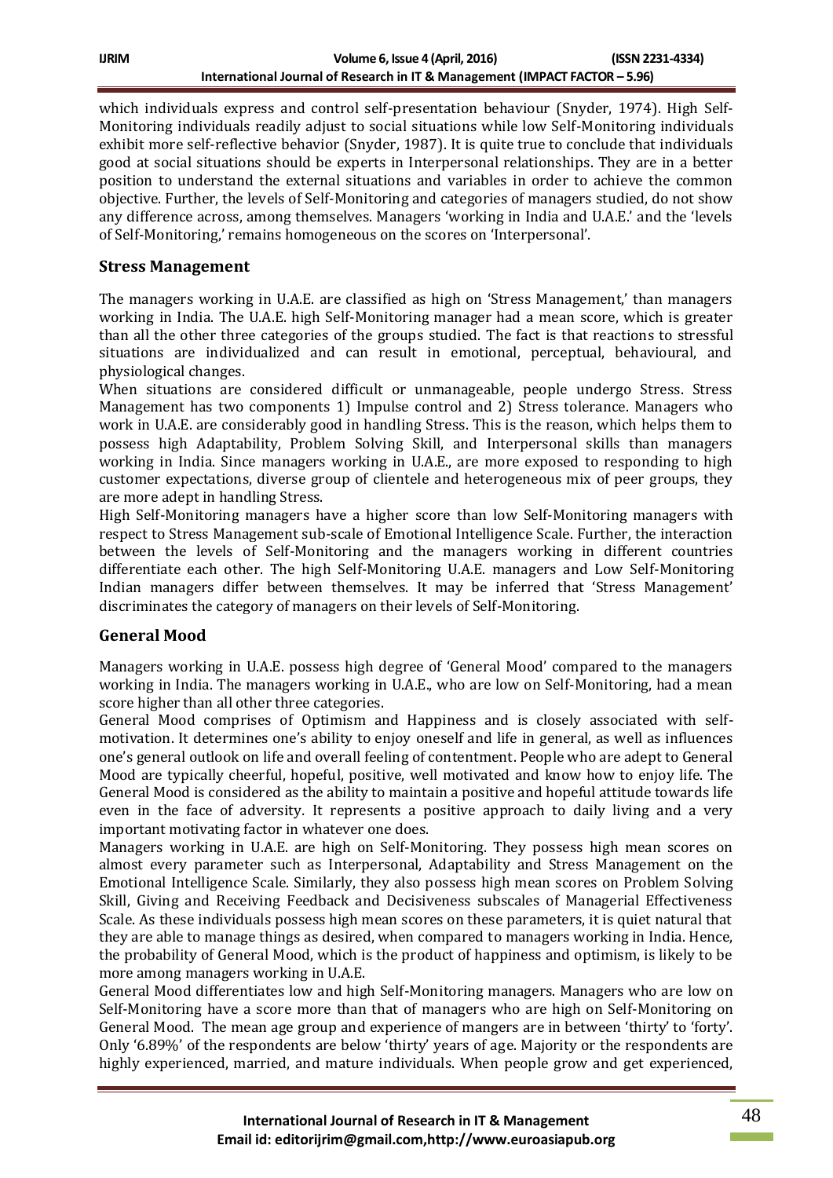which individuals express and control self-presentation behaviour (Snyder, 1974). High Self-Monitoring individuals readily adjust to social situations while low Self-Monitoring individuals exhibit more self-reflective behavior (Snyder, 1987). It is quite true to conclude that individuals good at social situations should be experts in Interpersonal relationships. They are in a better position to understand the external situations and variables in order to achieve the common objective. Further, the levels of Self-Monitoring and categories of managers studied, do not show any difference across, among themselves. Managers 'working in India and U.A.E.' and the 'levels of Self-Monitoring,' remains homogeneous on the scores on 'Interpersonal'.

## Stress Management

The managers working in U.A.E. are classified as high on 'Stress Management,' than managers working in India. The U.A.E. high Self-Monitoring manager had a mean score, which is greater than all the other three categories of the groups studied. The fact is that reactions to stressful situations are individualized and can result in emotional, perceptual, behavioural, and physiological changes.

When situations are considered difficult or unmanageable, people undergo Stress. Stress Management has two components 1) Impulse control and 2) Stress tolerance. Managers who work in U.A.E. are considerably good in handling Stress. This is the reason, which helps them to possess high Adaptability, Problem Solving Skill, and Interpersonal skills than managers working in India. Since managers working in U.A.E., are more exposed to responding to high customer expectations, diverse group of clientele and heterogeneous mix of peer groups, they are more adept in handling Stress.

High Self-Monitoring managers have a higher score than low Self-Monitoring managers with respect to Stress Management sub-scale of Emotional Intelligence Scale. Further, the interaction between the levels of Self-Monitoring and the managers working in different countries differentiate each other. The high Self-Monitoring U.A.E. managers and Low Self-Monitoring Indian managers differ between themselves. It may be inferred that 'Stress Management' discriminates the category of managers on their levels of Self-Monitoring.

## General Mood

Managers working in U.A.E. possess high degree of 'General Mood' compared to the managers working in India. The managers working in U.A.E., who are low on Self-Monitoring, had a mean score higher than all other three categories.

General Mood comprises of Optimism and Happiness and is closely associated with self-motivation. It determines one's ability to enjoy oneself and life in general, as well as influences one's general outlook on life and overall feeling of contentment. People who are adept to General Mood are typically cheerful, hopeful, positive, well motivated and know how to enjoy life. The General Mood is considered as the ability to maintain a positive and hopeful attitude towards life even in the face of adversity. It represents a positive approach to daily living and a very important motivating factor in whatever one does.

Managers working in U.A.E. are high on Self-Monitoring. They possess high mean scores on almost every parameter such as Interpersonal, Adaptability and Stress Management on the Emotional Intelligence Scale. Similarly, they also possess high mean scores on Problem Solving Skill, Giving and Receiving Feedback and Decisiveness subscales of Managerial Effectiveness Scale. As these individuals possess high mean scores on these parameters, it is quiet natural that they are able to manage things as desired, when compared to managers working in India. Hence, the probability of General Mood, which is the product of happiness and optimism, is likely to be more among managers working in U.A.E.

General Mood differentiates low and high Self-Monitoring managers. Managers who are low on Self-Monitoring have a score more than that of managers who are high on Self-Monitoring on General Mood. The mean age group and experience of mangers are in between 'thirty' to 'forty'. Only '6.89%' of the respondents are below 'thirty' years of age. Majority or the respondents are highly experienced, married, and mature individuals. When people grow and get experienced,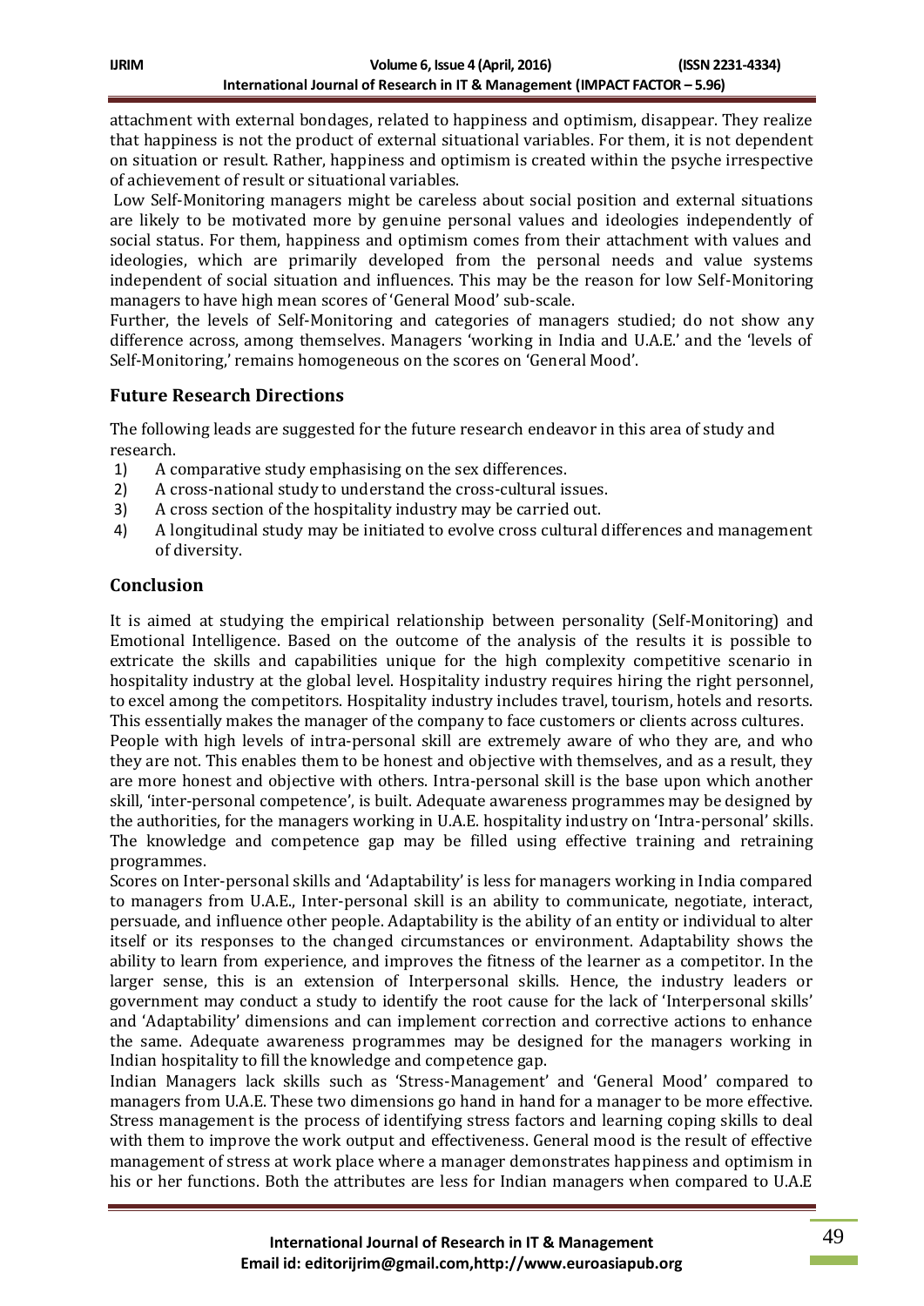attachment with external bondages, related to happiness and optimism, disappear. They realize that happiness is not the product of external situational variables. For them, it is not dependent on situation or result. Rather, happiness and optimism is created within the psyche irrespective of achievement of result or situational variables.

Low Self-Monitoring managers might be careless about social position and external situations are likely to be motivated more by genuine personal values and ideologies independently of social status. For them, happiness and optimism comes from their attachment with values and ideologies, which are primarily developed from the personal needs and value systems independent of social situation and influences. This may be the reason for low Self-Monitoring managers to have high mean scores of 'General Mood' sub-scale.

Further, the levels of Self-Monitoring and categories of managers studied; do not show any difference across, among themselves. Managers 'working in India and U.A.E.' and the 'levels of Self-Monitoring,' remains homogeneous on the scores on 'General Mood'.

## Future Research Directions

The following leads are suggested for the future research endeavor in this area of study and research.

1) A comparative study emphasising on the sex differences.
2) A cross-national study to understand the cross-cultural issues.
3) A cross section of the hospitality industry may be carried out.
4) A longitudinal study may be initiated to evolve cross cultural differences and management of diversity.

## Conclusion

It is aimed at studying the empirical relationship between personality (Self-Monitoring) and Emotional Intelligence. Based on the outcome of the analysis of the results it is possible to extricate the skills and capabilities unique for the high complexity competitive scenario in hospitality industry at the global level. Hospitality industry requires hiring the right personnel, to excel among the competitors. Hospitality industry includes travel, tourism, hotels and resorts. This essentially makes the manager of the company to face customers or clients across cultures.

People with high levels of intra-personal skill are extremely aware of who they are, and who they are not. This enables them to be honest and objective with themselves, and as a result, they are more honest and objective with others. Intra-personal skill is the base upon which another skill, 'inter-personal competence', is built. Adequate awareness programmes may be designed by the authorities, for the managers working in U.A.E. hospitality industry on 'Intra-personal' skills. The knowledge and competence gap may be filled using effective training and retraining programmes.

Scores on Inter-personal skills and 'Adaptability' is less for managers working in India compared to managers from U.A.E., Inter-personal skill is an ability to communicate, negotiate, interact, persuade, and influence other people. Adaptability is the ability of an entity or individual to alter itself or its responses to the changed circumstances or environment. Adaptability shows the ability to learn from experience, and improves the fitness of the learner as a competitor. In the larger sense, this is an extension of Interpersonal skills. Hence, the industry leaders or government may conduct a study to identify the root cause for the lack of 'Interpersonal skills' and 'Adaptability' dimensions and can implement correction and corrective actions to enhance the same. Adequate awareness programmes may be designed for the managers working in Indian hospitality to fill the knowledge and competence gap.

Indian Managers lack skills such as 'Stress-Management' and 'General Mood' compared to managers from U.A.E. These two dimensions go hand in hand for a manager to be more effective. Stress management is the process of identifying stress factors and learning coping skills to deal with them to improve the work output and effectiveness. General mood is the result of effective management of stress at work place where a manager demonstrates happiness and optimism in his or her functions. Both the attributes are less for Indian managers when compared to U.A.E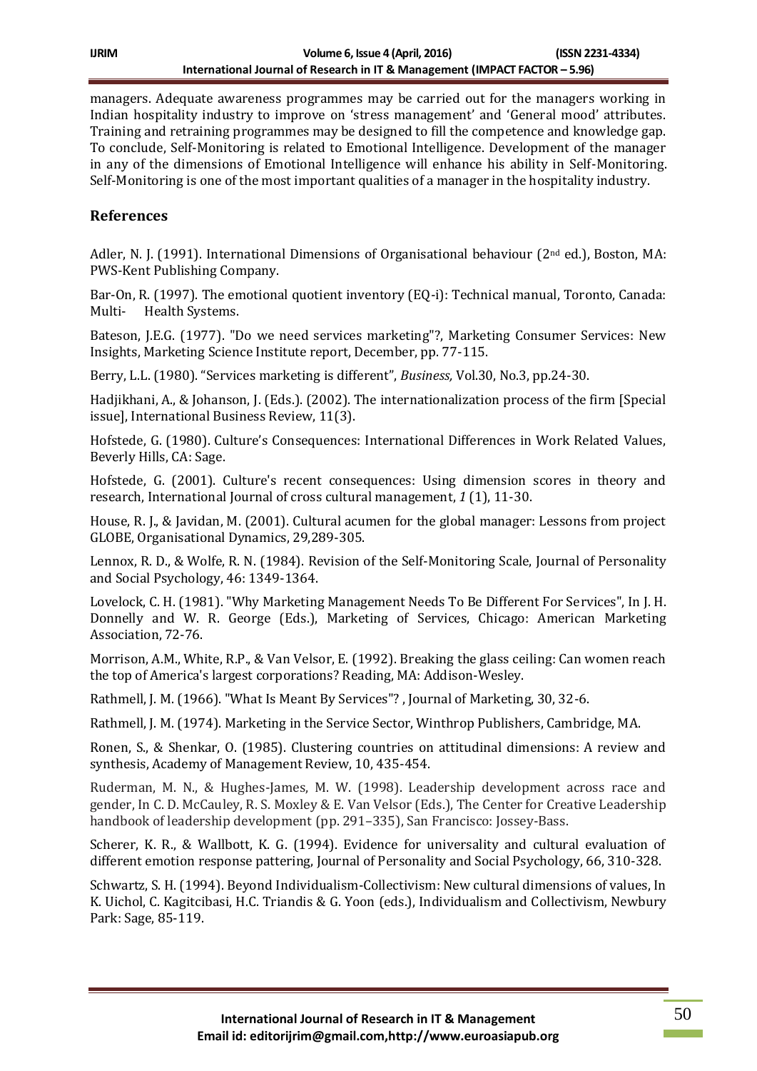managers. Adequate awareness programmes may be carried out for the managers working in Indian hospitality industry to improve on 'stress management' and 'General mood' attributes. Training and retraining programmes may be designed to fill the competence and knowledge gap. To conclude, Self-Monitoring is related to Emotional Intelligence. Development of the manager in any of the dimensions of Emotional Intelligence will enhance his ability in Self-Monitoring. Self-Monitoring is one of the most important qualities of a manager in the hospitality industry.

## References

Adler, N. J. (1991). International Dimensions of Organisational behaviour (2nd ed.), Boston, MA: PWS-Kent Publishing Company.

Bar-On, R. (1997). The emotional quotient inventory (EQ-i): Technical manual, Toronto, Canada: Multi- Health Systems.

Bateson, J.E.G. (1977). "Do we need services marketing"?, Marketing Consumer Services: New Insights, Marketing Science Institute report, December, pp. 77-115.

Berry, L.L. (1980). "Services marketing is different", *Business,* Vol.30, No.3, pp.24-30.

Hadjikhani, A., & Johanson, J. (Eds.). (2002). The internationalization process of the firm [Special issue], International Business Review, 11(3).

Hofstede, G. (1980). Culture's Consequences: International Differences in Work Related Values, Beverly Hills, CA: Sage.

Hofstede, G. (2001). Culture's recent consequences: Using dimension scores in theory and research, International Journal of cross cultural management, *1* (1), 11-30.

House, R. J., & Javidan, M. (2001). Cultural acumen for the global manager: Lessons from project GLOBE, Organisational Dynamics, 29,289-305.

Lennox, R. D., & Wolfe, R. N. (1984). Revision of the Self-Monitoring Scale, Journal of Personality and Social Psychology, 46: 1349-1364.

Lovelock, C. H. (1981). "Why Marketing Management Needs To Be Different For Services", In J. H. Donnelly and W. R. George (Eds.), Marketing of Services, Chicago: American Marketing Association, 72-76.

Morrison, A.M., White, R.P., & Van Velsor, E. (1992). Breaking the glass ceiling: Can women reach the top of America's largest corporations? Reading, MA: Addison-Wesley.

Rathmell, J. M. (1966). "What Is Meant By Services"? , Journal of Marketing, 30, 32-6.

Rathmell, J. M. (1974). Marketing in the Service Sector, Winthrop Publishers, Cambridge, MA.

Ronen, S., & Shenkar, O. (1985). Clustering countries on attitudinal dimensions: A review and synthesis, Academy of Management Review, 10, 435-454.

Ruderman, M. N., & Hughes-James, M. W. (1998). Leadership development across race and gender, In C. D. McCauley, R. S. Moxley & E. Van Velsor (Eds.), The Center for Creative Leadership handbook of leadership development (pp. 291–335), San Francisco: Jossey-Bass.

Scherer, K. R., & Wallbott, K. G. (1994). Evidence for universality and cultural evaluation of different emotion response pattering, Journal of Personality and Social Psychology, 66, 310-328.

Schwartz, S. H. (1994). Beyond Individualism-Collectivism: New cultural dimensions of values, In K. Uichol, C. Kagitcibasi, H.C. Triandis & G. Yoon (eds.), Individualism and Collectivism, Newbury Park: Sage, 85-119.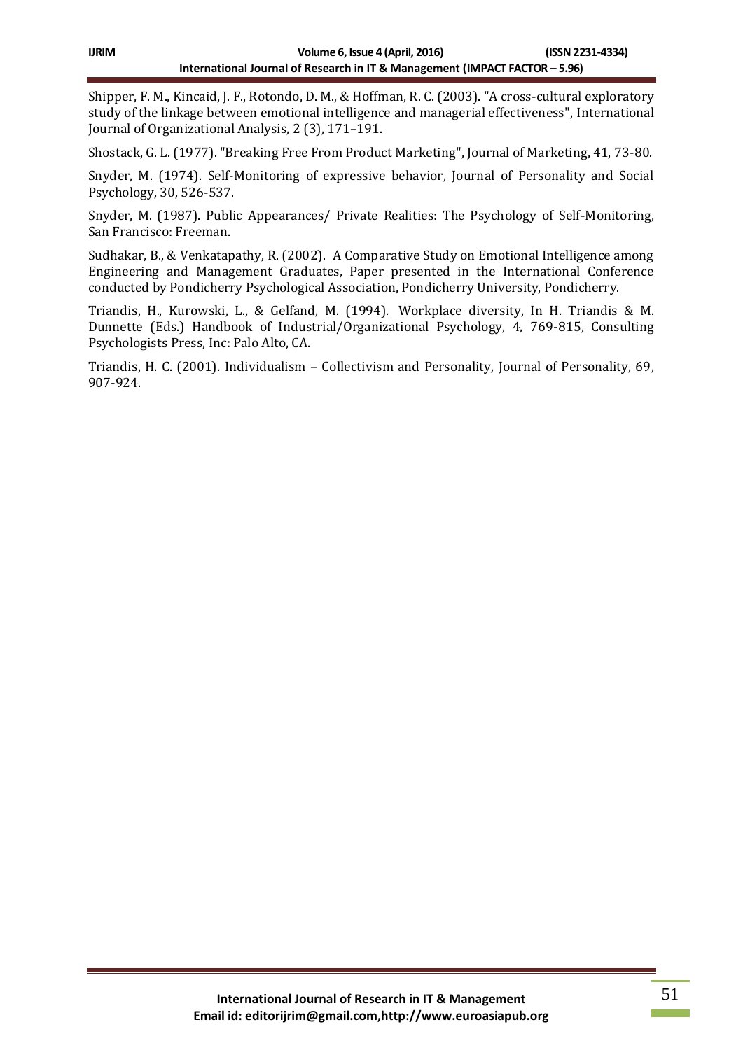Shipper, F. M., Kincaid, J. F., Rotondo, D. M., & Hoffman, R. C. (2003). "A cross-cultural exploratory study of the linkage between emotional intelligence and managerial effectiveness", International Journal of Organizational Analysis, 2 (3), 171–191.

Shostack, G. L. (1977). "Breaking Free From Product Marketing", Journal of Marketing, 41, 73-80.

Snyder, M. (1974). Self-Monitoring of expressive behavior, Journal of Personality and Social Psychology, 30, 526-537.

Snyder, M. (1987). Public Appearances/ Private Realities: The Psychology of Self-Monitoring, San Francisco: Freeman.

Sudhakar, B., & Venkatapathy, R. (2002). A Comparative Study on Emotional Intelligence among Engineering and Management Graduates, Paper presented in the International Conference conducted by Pondicherry Psychological Association, Pondicherry University, Pondicherry.

Triandis, H., Kurowski, L., & Gelfand, M. (1994). Workplace diversity, In H. Triandis & M. Dunnette (Eds.) Handbook of Industrial/Organizational Psychology, 4, 769-815, Consulting Psychologists Press, Inc: Palo Alto, CA.

Triandis, H. C. (2001). Individualism – Collectivism and Personality, Journal of Personality, 69, 907-924.